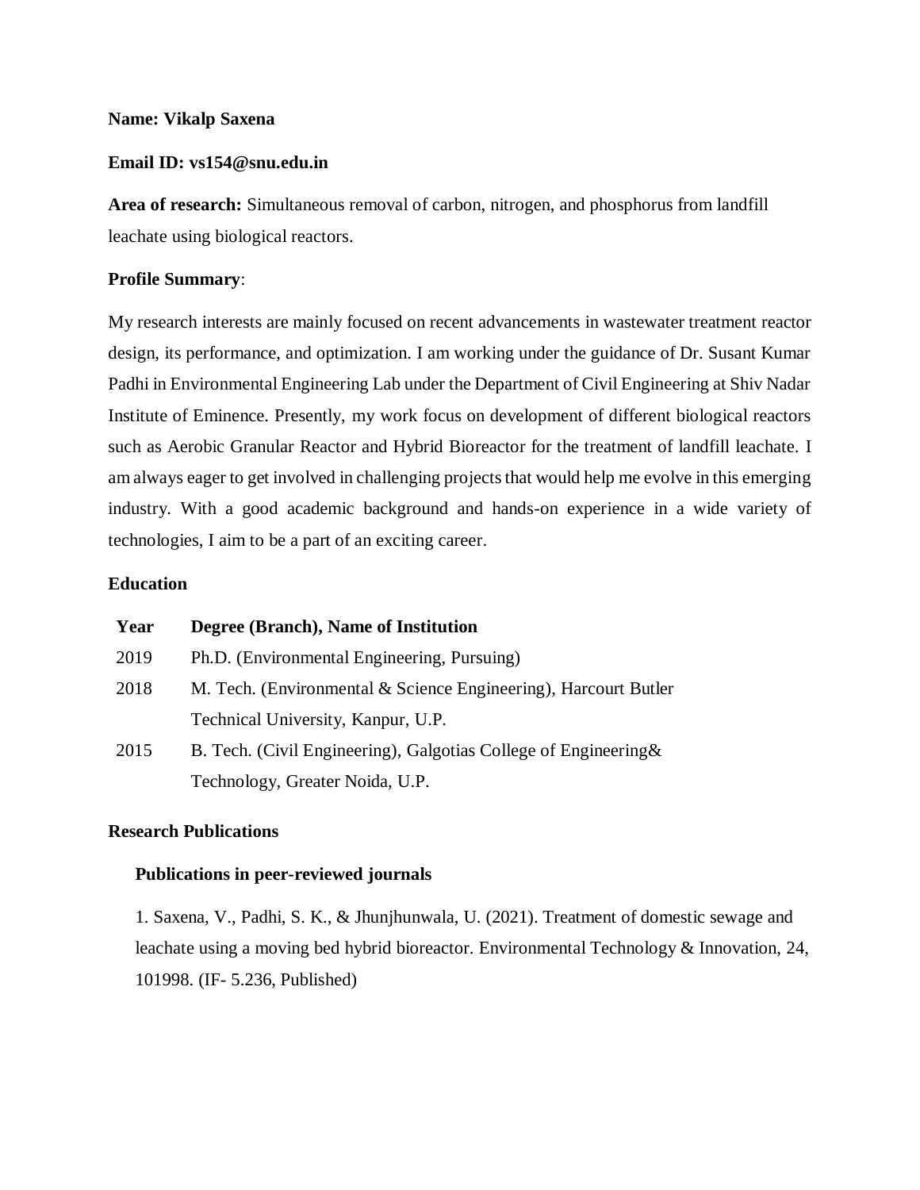**Name: Vikalp Saxena**

**Email ID: vs154@snu.edu.in**

**Area of research:** Simultaneous removal of carbon, nitrogen, and phosphorus from landfill leachate using biological reactors.

**Profile Summary**:

My research interests are mainly focused on recent advancements in wastewater treatment reactor design, its performance, and optimization. I am working under the guidance of Dr. Susant Kumar Padhi in Environmental Engineering Lab under the Department of Civil Engineering at Shiv Nadar Institute of Eminence. Presently, my work focus on development of different biological reactors such as Aerobic Granular Reactor and Hybrid Bioreactor for the treatment of landfill leachate. I am always eager to get involved in challenging projects that would help me evolve in this emerging industry. With a good academic background and hands-on experience in a wide variety of technologies, I aim to be a part of an exciting career.

**Education**

| Year | Degree (Branch), Name of Institution |
|---|---|
| 2019 | Ph.D. (Environmental Engineering, Pursuing) |
| 2018 | M. Tech. (Environmental & Science Engineering), Harcourt Butler Technical University, Kanpur, U.P. |
| 2015 | B. Tech. (Civil Engineering), Galgotias College of Engineering& Technology, Greater Noida, U.P. |

**Research Publications**

**Publications in peer-reviewed journals**

1. Saxena, V., Padhi, S. K., & Jhunjhunwala, U. (2021). Treatment of domestic sewage and leachate using a moving bed hybrid bioreactor. Environmental Technology & Innovation, 24, 101998. (IF- 5.236, Published)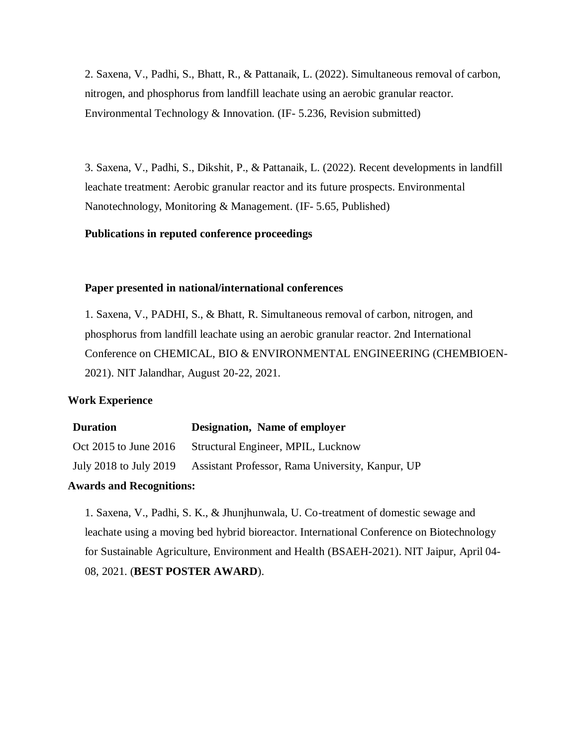2. Saxena, V., Padhi, S., Bhatt, R., & Pattanaik, L. (2022). Simultaneous removal of carbon, nitrogen, and phosphorus from landfill leachate using an aerobic granular reactor. Environmental Technology & Innovation. (IF- 5.236, Revision submitted)

3. Saxena, V., Padhi, S., Dikshit, P., & Pattanaik, L. (2022). Recent developments in landfill leachate treatment: Aerobic granular reactor and its future prospects. Environmental Nanotechnology, Monitoring & Management. (IF- 5.65, Published)

**Publications in reputed conference proceedings**

**Paper presented in national/international conferences**

1. Saxena, V., PADHI, S., & Bhatt, R. Simultaneous removal of carbon, nitrogen, and phosphorus from landfill leachate using an aerobic granular reactor. 2nd International Conference on CHEMICAL, BIO & ENVIRONMENTAL ENGINEERING (CHEMBIOEN-2021). NIT Jalandhar, August 20-22, 2021.

**Work Experience**

| Duration | Designation, Name of employer |
|---|---|
| Oct 2015 to June 2016 | Structural Engineer, MPIL, Lucknow |
| July 2018 to July 2019 | Assistant Professor, Rama University, Kanpur, UP |

**Awards and Recognitions:**

1. Saxena, V., Padhi, S. K., & Jhunjhunwala, U. Co-treatment of domestic sewage and leachate using a moving bed hybrid bioreactor. International Conference on Biotechnology for Sustainable Agriculture, Environment and Health (BSAEH-2021). NIT Jaipur, April 04-08, 2021. (**BEST POSTER AWARD**).